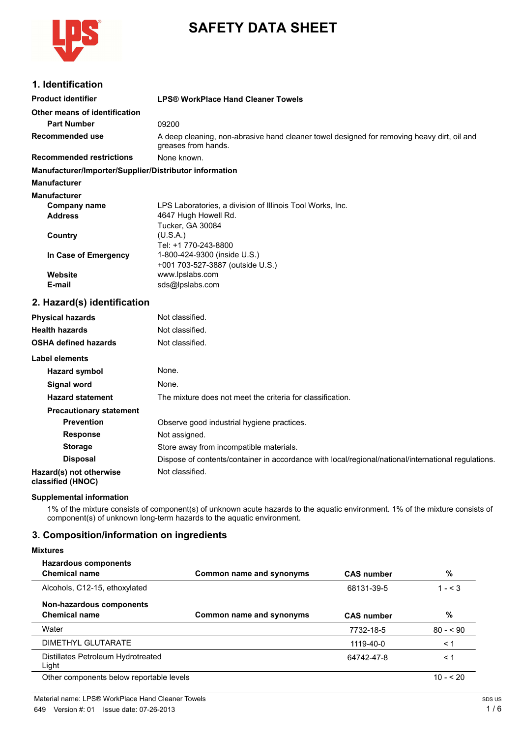# SAFETY DATA SHEET

## 1. Identification

**Product identifier** **LPS® WorkPlace Hand Cleaner Towels**

**Other means of identification**

**Part Number** 09200

**Recommended use** A deep cleaning, non-abrasive hand cleaner towel designed for removing heavy dirt, oil and greases from hands.

**Recommended restrictions** None known.

**Manufacturer/Importer/Supplier/Distributor information**

**Manufacturer**

**Manufacturer**

**Company name** LPS Laboratories, a division of Illinois Tool Works, Inc.

**Address** 4647 Hugh Howell Rd.
Tucker, GA 30084

**Country** (U.S.A.)
Tel: +1 770-243-8800

**In Case of Emergency** 1-800-424-9300 (inside U.S.)
+001 703-527-3887 (outside U.S.)

**Website** www.lpslabs.com

**E-mail** sds@lpslabs.com

## 2. Hazard(s) identification

**Physical hazards** Not classified.

**Health hazards** Not classified.

**OSHA defined hazards** Not classified.

**Label elements**

**Hazard symbol** None.

**Signal word** None.

**Hazard statement** The mixture does not meet the criteria for classification.

**Precautionary statement**

**Prevention** Observe good industrial hygiene practices.

**Response** Not assigned.

**Storage** Store away from incompatible materials.

**Disposal** Dispose of contents/container in accordance with local/regional/national/international regulations.

**Hazard(s) not otherwise classified (HNOC)** Not classified.

**Supplemental information**

1% of the mixture consists of component(s) of unknown acute hazards to the aquatic environment. 1% of the mixture consists of component(s) of unknown long-term hazards to the aquatic environment.

## 3. Composition/information on ingredients

**Mixtures**

**Hazardous components**

| Chemical name | Common name and synonyms | CAS number | % |
|---|---|---|---|
| Alcohols, C12-15, ethoxylated | | 68131-39-5 | 1 - < 3 |

**Non-hazardous components**

| Chemical name | Common name and synonyms | CAS number | % |
|---|---|---|---|
| Water | | 7732-18-5 | 80 - < 90 |
| DIMETHYL GLUTARATE | | 1119-40-0 | < 1 |
| Distillates Petroleum Hydrotreated Light | | 64742-47-8 | < 1 |
| Other components below reportable levels | | | 10 - < 20 |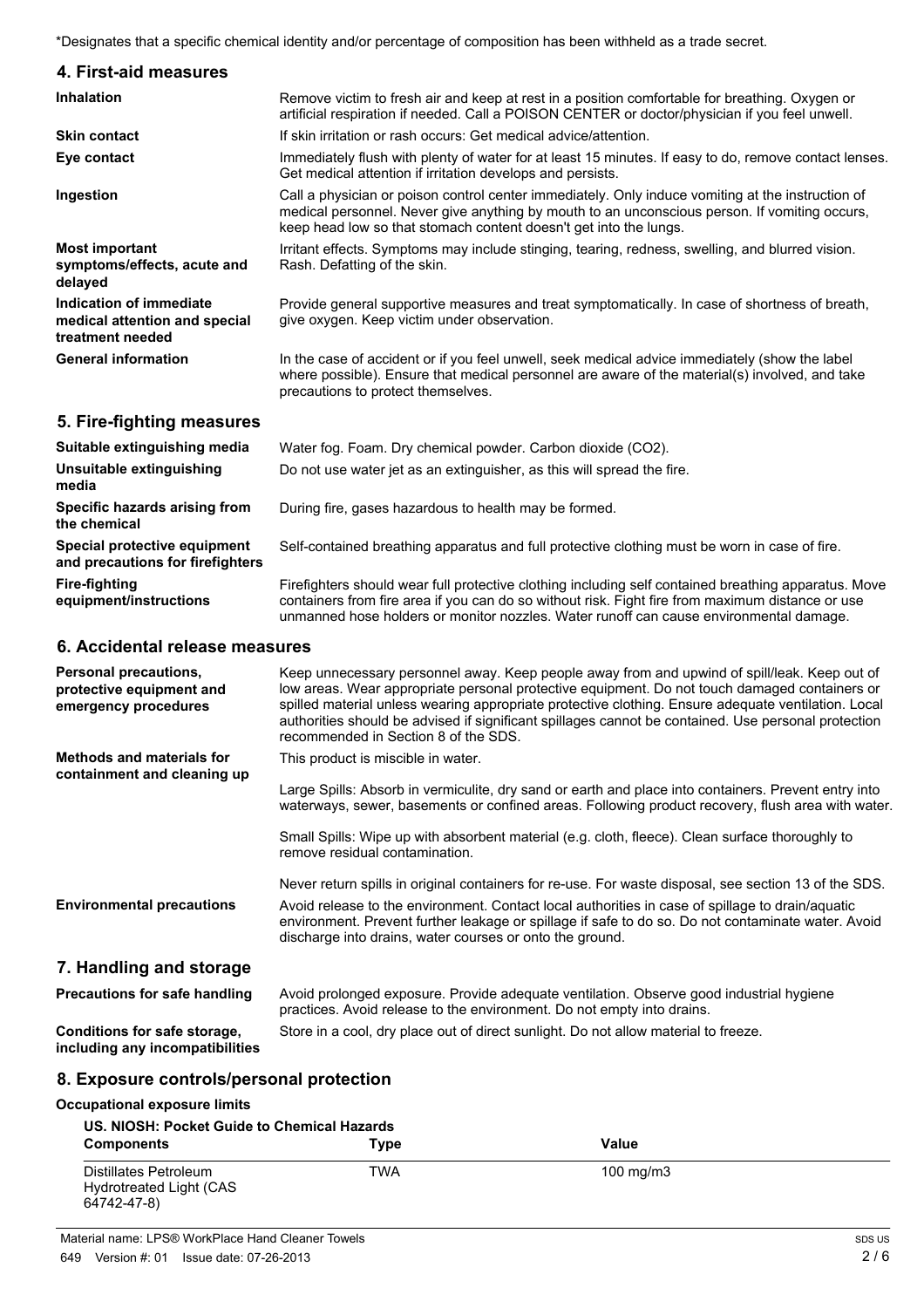*Designates that a specific chemical identity and/or percentage of composition has been withheld as a trade secret.

## 4. First-aid measures

**Inhalation**
Remove victim to fresh air and keep at rest in a position comfortable for breathing. Oxygen or artificial respiration if needed. Call a POISON CENTER or doctor/physician if you feel unwell.

**Skin contact**
If skin irritation or rash occurs: Get medical advice/attention.

**Eye contact**
Immediately flush with plenty of water for at least 15 minutes. If easy to do, remove contact lenses. Get medical attention if irritation develops and persists.

**Ingestion**
Call a physician or poison control center immediately. Only induce vomiting at the instruction of medical personnel. Never give anything by mouth to an unconscious person. If vomiting occurs, keep head low so that stomach content doesn't get into the lungs.

**Most important symptoms/effects, acute and delayed**
Irritant effects. Symptoms may include stinging, tearing, redness, swelling, and blurred vision. Rash. Defatting of the skin.

**Indication of immediate medical attention and special treatment needed**
Provide general supportive measures and treat symptomatically. In case of shortness of breath, give oxygen. Keep victim under observation.

**General information**
In the case of accident or if you feel unwell, seek medical advice immediately (show the label where possible). Ensure that medical personnel are aware of the material(s) involved, and take precautions to protect themselves.

## 5. Fire-fighting measures

**Suitable extinguishing media**
Water fog. Foam. Dry chemical powder. Carbon dioxide ($CO_2$).

**Unsuitable extinguishing media**
Do not use water jet as an extinguisher, as this will spread the fire.

**Specific hazards arising from the chemical**
During fire, gases hazardous to health may be formed.

**Special protective equipment and precautions for firefighters**
Self-contained breathing apparatus and full protective clothing must be worn in case of fire.

**Fire-fighting equipment/instructions**
Firefighters should wear full protective clothing including self contained breathing apparatus. Move containers from fire area if you can do so without risk. Fight fire from maximum distance or use unmanned hose holders or monitor nozzles. Water runoff can cause environmental damage.

## 6. Accidental release measures

**Personal precautions, protective equipment and emergency procedures**
Keep unnecessary personnel away. Keep people away from and upwind of spill/leak. Keep out of low areas. Wear appropriate personal protective equipment. Do not touch damaged containers or spilled material unless wearing appropriate protective clothing. Ensure adequate ventilation. Local authorities should be advised if significant spillages cannot be contained. Use personal protection recommended in Section 8 of the SDS.

**Methods and materials for containment and cleaning up**
This product is miscible in water.

Large Spills: Absorb in vermiculite, dry sand or earth and place into containers. Prevent entry into waterways, sewer, basements or confined areas. Following product recovery, flush area with water.

Small Spills: Wipe up with absorbent material (e.g. cloth, fleece). Clean surface thoroughly to remove residual contamination.

Never return spills in original containers for re-use. For waste disposal, see section 13 of the SDS.

**Environmental precautions**
Avoid release to the environment. Contact local authorities in case of spillage to drain/aquatic environment. Prevent further leakage or spillage if safe to do so. Do not contaminate water. Avoid discharge into drains, water courses or onto the ground.

## 7. Handling and storage

**Precautions for safe handling**
Avoid prolonged exposure. Provide adequate ventilation. Observe good industrial hygiene practices. Avoid release to the environment. Do not empty into drains.

**Conditions for safe storage, including any incompatibilities**
Store in a cool, dry place out of direct sunlight. Do not allow material to freeze.

## 8. Exposure controls/personal protection

**Occupational exposure limits**

**US. NIOSH: Pocket Guide to Chemical Hazards**

| Components | Type | Value |
|---|---|---|
| Distillates Petroleum Hydrotreated Light (CAS 64742-47-8) | TWA | 100 mg/m3 |

Material name: LPS® WorkPlace Hand Cleaner Towels
649 Version #: 01 Issue date: 07-26-2013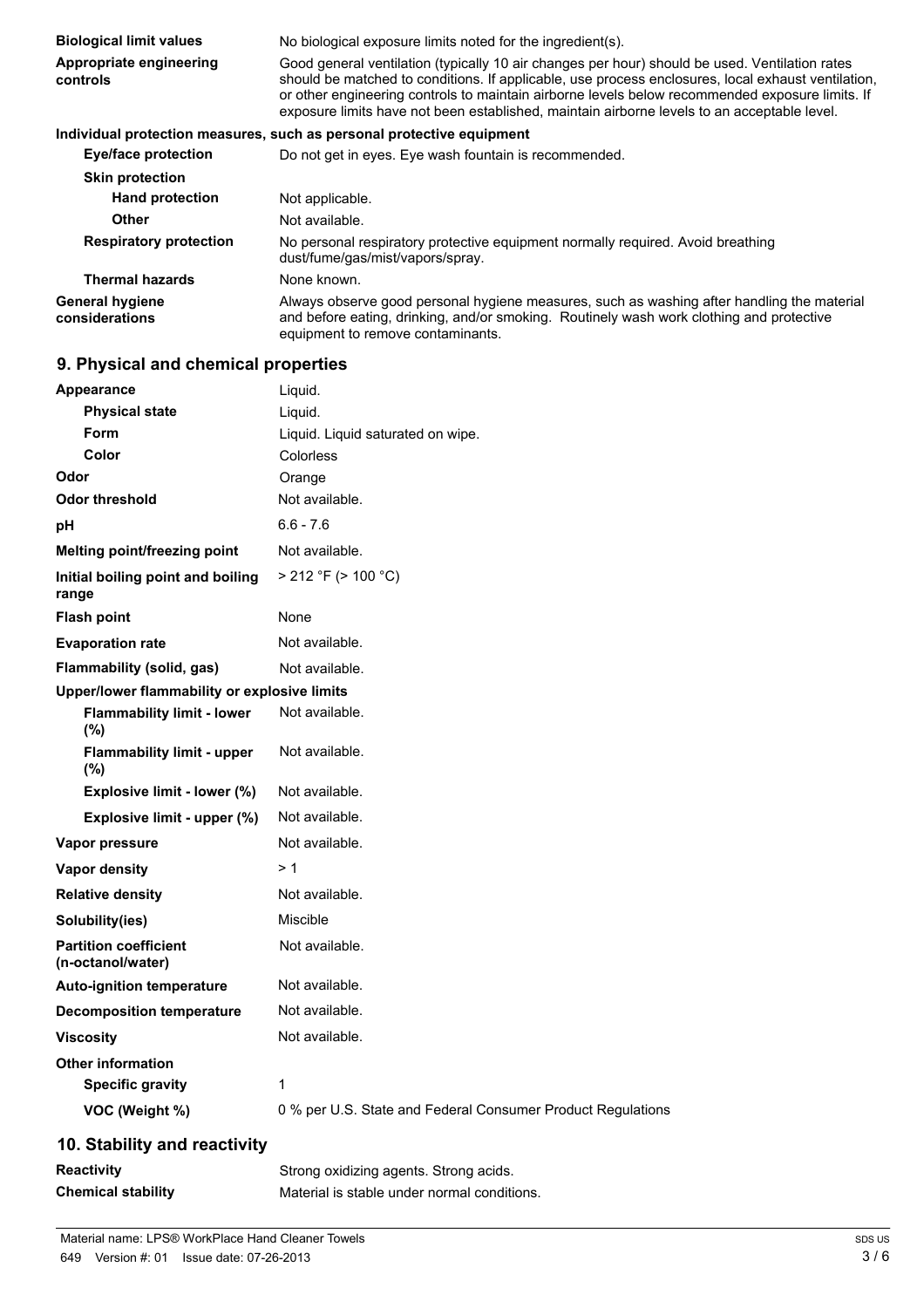| | |
|---|---|
| **Biological limit values** | No biological exposure limits noted for the ingredient(s). |
| **Appropriate engineering controls** | Good general ventilation (typically 10 air changes per hour) should be used. Ventilation rates should be matched to conditions. If applicable, use process enclosures, local exhaust ventilation, or other engineering controls to maintain airborne levels below recommended exposure limits. If exposure limits have not been established, maintain airborne levels to an acceptable level. |

**Individual protection measures, such as personal protective equipment**

| | |
|---|---|
| **Eye/face protection** | Do not get in eyes. Eye wash fountain is recommended. |
| **Skin protection** | |
| **Hand protection** | Not applicable. |
| **Other** | Not available. |
| **Respiratory protection** | No personal respiratory protective equipment normally required. Avoid breathing dust/fume/gas/mist/vapors/spray. |
| **Thermal hazards** | None known. |
| **General hygiene considerations** | Always observe good personal hygiene measures, such as washing after handling the material and before eating, drinking, and/or smoking. Routinely wash work clothing and protective equipment to remove contaminants. |

## 9. Physical and chemical properties

| | |
|---|---|
| **Appearance** | Liquid. |
| **Physical state** | Liquid. |
| **Form** | Liquid. Liquid saturated on wipe. |
| **Color** | Colorless |
| **Odor** | Orange |
| **Odor threshold** | Not available. |
| **pH** | 6.6 - 7.6 |
| **Melting point/freezing point** | Not available. |
| **Initial boiling point and boiling range** | > 212 °F (> 100 °C) |
| **Flash point** | None |
| **Evaporation rate** | Not available. |
| **Flammability (solid, gas)** | Not available. |
| **Upper/lower flammability or explosive limits** | |
| **Flammability limit - lower (%)** | Not available. |
| **Flammability limit - upper (%)** | Not available. |
| **Explosive limit - lower (%)** | Not available. |
| **Explosive limit - upper (%)** | Not available. |
| **Vapor pressure** | Not available. |
| **Vapor density** | > 1 |
| **Relative density** | Not available. |
| **Solubility(ies)** | Miscible |
| **Partition coefficient (n-octanol/water)** | Not available. |
| **Auto-ignition temperature** | Not available. |
| **Decomposition temperature** | Not available. |
| **Viscosity** | Not available. |
| **Other information** | |
| **Specific gravity** | 1 |
| **VOC (Weight %)** | 0 % per U.S. State and Federal Consumer Product Regulations |

## 10. Stability and reactivity

| | |
|---|---|
| **Reactivity** | Strong oxidizing agents. Strong acids. |
| **Chemical stability** | Material is stable under normal conditions. |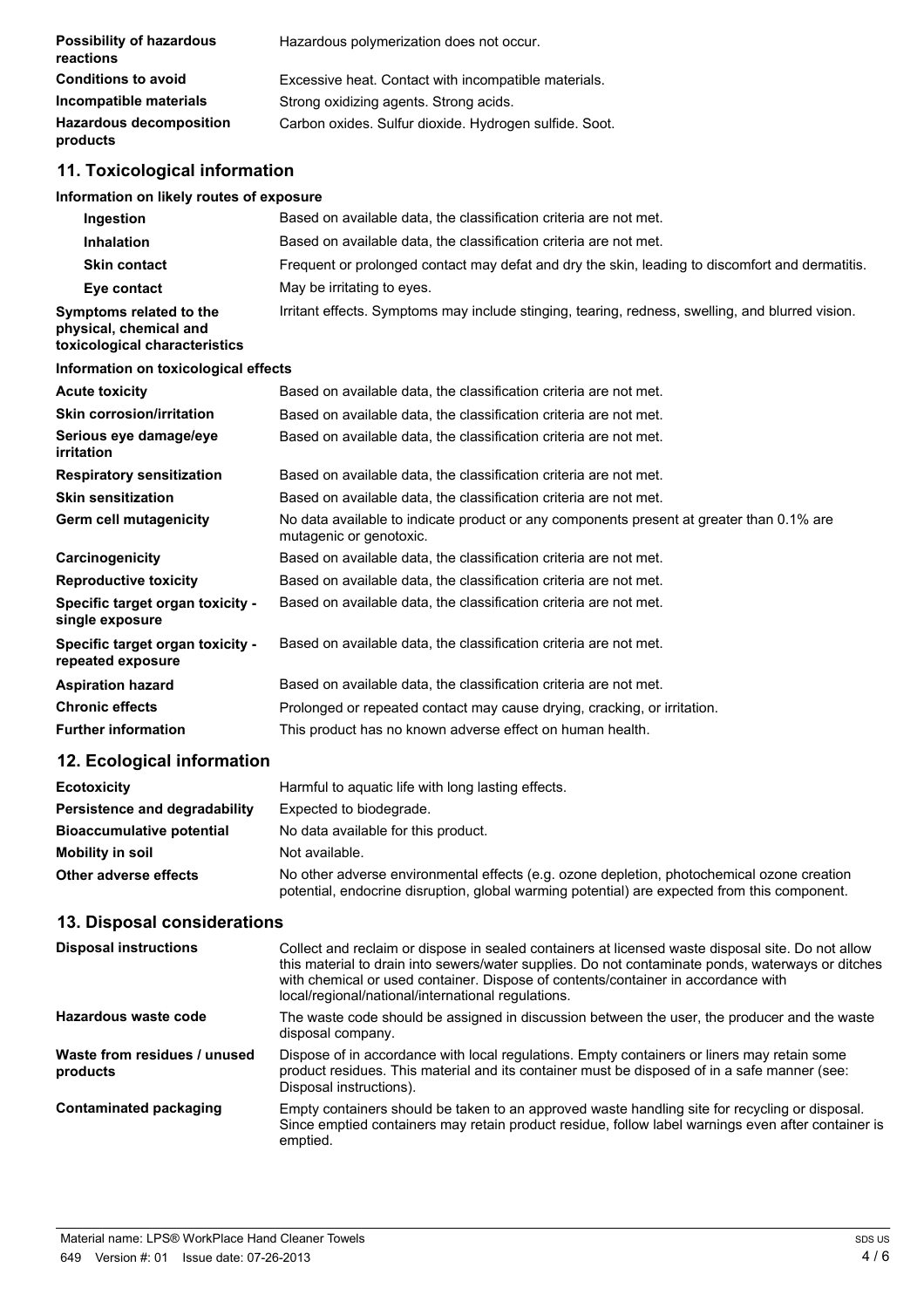| | |
|---|---|
| **Possibility of hazardous reactions** | Hazardous polymerization does not occur. |
| **Conditions to avoid** | Excessive heat. Contact with incompatible materials. |
| **Incompatible materials** | Strong oxidizing agents. Strong acids. |
| **Hazardous decomposition products** | Carbon oxides. Sulfur dioxide. Hydrogen sulfide. Soot. |

## 11. Toxicological information

**Information on likely routes of exposure**

| | |
|---|---|
| **Ingestion** | Based on available data, the classification criteria are not met. |
| **Inhalation** | Based on available data, the classification criteria are not met. |
| **Skin contact** | Frequent or prolonged contact may defat and dry the skin, leading to discomfort and dermatitis. |
| **Eye contact** | May be irritating to eyes. |
| **Symptoms related to the physical, chemical and toxicological characteristics** | Irritant effects. Symptoms may include stinging, tearing, redness, swelling, and blurred vision. |

**Information on toxicological effects**

| | |
|---|---|
| **Acute toxicity** | Based on available data, the classification criteria are not met. |
| **Skin corrosion/irritation** | Based on available data, the classification criteria are not met. |
| **Serious eye damage/eye irritation** | Based on available data, the classification criteria are not met. |
| **Respiratory sensitization** | Based on available data, the classification criteria are not met. |
| **Skin sensitization** | Based on available data, the classification criteria are not met. |
| **Germ cell mutagenicity** | No data available to indicate product or any components present at greater than 0.1% are mutagenic or genotoxic. |
| **Carcinogenicity** | Based on available data, the classification criteria are not met. |
| **Reproductive toxicity** | Based on available data, the classification criteria are not met. |
| **Specific target organ toxicity - single exposure** | Based on available data, the classification criteria are not met. |
| **Specific target organ toxicity - repeated exposure** | Based on available data, the classification criteria are not met. |
| **Aspiration hazard** | Based on available data, the classification criteria are not met. |
| **Chronic effects** | Prolonged or repeated contact may cause drying, cracking, or irritation. |
| **Further information** | This product has no known adverse effect on human health. |

## 12. Ecological information

| | |
|---|---|
| **Ecotoxicity** | Harmful to aquatic life with long lasting effects. |
| **Persistence and degradability** | Expected to biodegrade. |
| **Bioaccumulative potential** | No data available for this product. |
| **Mobility in soil** | Not available. |
| **Other adverse effects** | No other adverse environmental effects (e.g. ozone depletion, photochemical ozone creation potential, endocrine disruption, global warming potential) are expected from this component. |

## 13. Disposal considerations

| | |
|---|---|
| **Disposal instructions** | Collect and reclaim or dispose in sealed containers at licensed waste disposal site. Do not allow this material to drain into sewers/water supplies. Do not contaminate ponds, waterways or ditches with chemical or used container. Dispose of contents/container in accordance with local/regional/national/international regulations. |
| **Hazardous waste code** | The waste code should be assigned in discussion between the user, the producer and the waste disposal company. |
| **Waste from residues / unused products** | Dispose of in accordance with local regulations. Empty containers or liners may retain some product residues. This material and its container must be disposed of in a safe manner (see: Disposal instructions). |
| **Contaminated packaging** | Empty containers should be taken to an approved waste handling site for recycling or disposal. Since emptied containers may retain product residue, follow label warnings even after container is emptied. |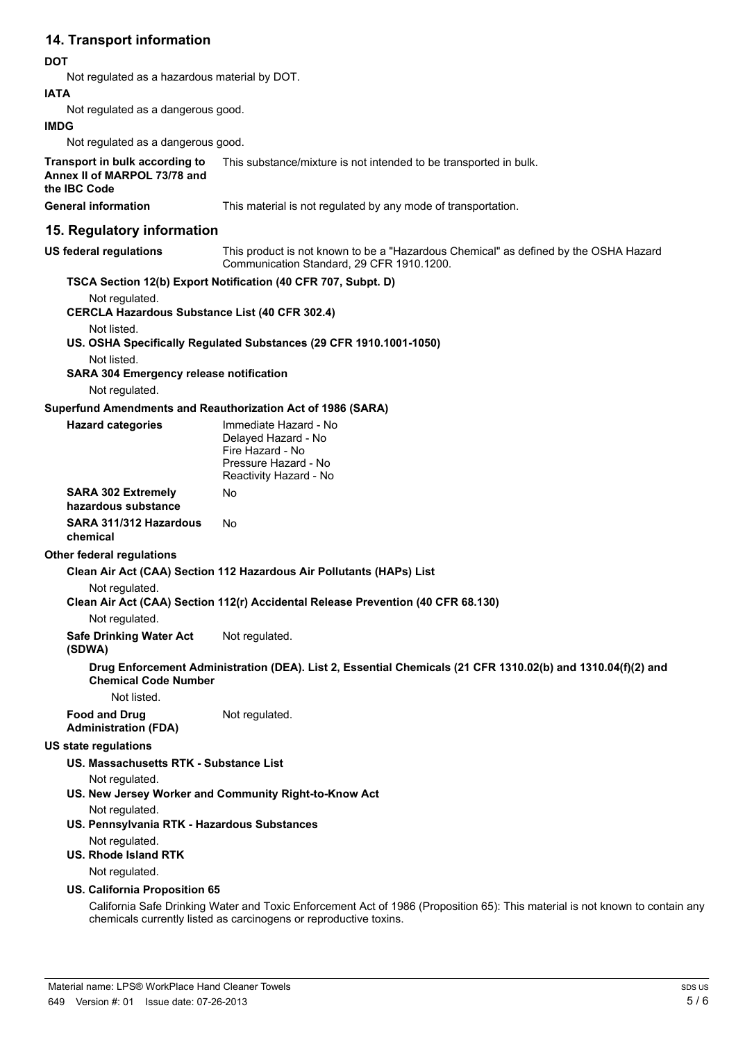## 14. Transport information

**DOT**

Not regulated as a hazardous material by DOT.

**IATA**

Not regulated as a dangerous good.

**IMDG**

Not regulated as a dangerous good.

**Transport in bulk according to Annex II of MARPOL 73/78 and the IBC Code**
This substance/mixture is not intended to be transported in bulk.

**General information**
This material is not regulated by any mode of transportation.

## 15. Regulatory information

**US federal regulations**
This product is not known to be a "Hazardous Chemical" as defined by the OSHA Hazard Communication Standard, 29 CFR 1910.1200.

**TSCA Section 12(b) Export Notification (40 CFR 707, Subpt. D)**

Not regulated.

**CERCLA Hazardous Substance List (40 CFR 302.4)**

Not listed.

**US. OSHA Specifically Regulated Substances (29 CFR 1910.1001-1050)**

Not listed.

**SARA 304 Emergency release notification**

Not regulated.

**Superfund Amendments and Reauthorization Act of 1986 (SARA)**

**Hazard categories**
Immediate Hazard - No
Delayed Hazard - No
Fire Hazard - No
Pressure Hazard - No
Reactivity Hazard - No

**SARA 302 Extremely hazardous substance**
No

**SARA 311/312 Hazardous chemical**
No

**Other federal regulations**

**Clean Air Act (CAA) Section 112 Hazardous Air Pollutants (HAPs) List**

Not regulated.

**Clean Air Act (CAA) Section 112(r) Accidental Release Prevention (40 CFR 68.130)**

Not regulated.

**Safe Drinking Water Act (SDWA)**
Not regulated.

**Drug Enforcement Administration (DEA). List 2, Essential Chemicals (21 CFR 1310.02(b) and 1310.04(f)(2) and Chemical Code Number**

Not listed.

**Food and Drug Administration (FDA)**
Not regulated.

**US state regulations**

**US. Massachusetts RTK - Substance List**

Not regulated.

**US. New Jersey Worker and Community Right-to-Know Act**

Not regulated.

**US. Pennsylvania RTK - Hazardous Substances**

Not regulated.

**US. Rhode Island RTK**

Not regulated.

**US. California Proposition 65**

California Safe Drinking Water and Toxic Enforcement Act of 1986 (Proposition 65): This material is not known to contain any chemicals currently listed as carcinogens or reproductive toxins.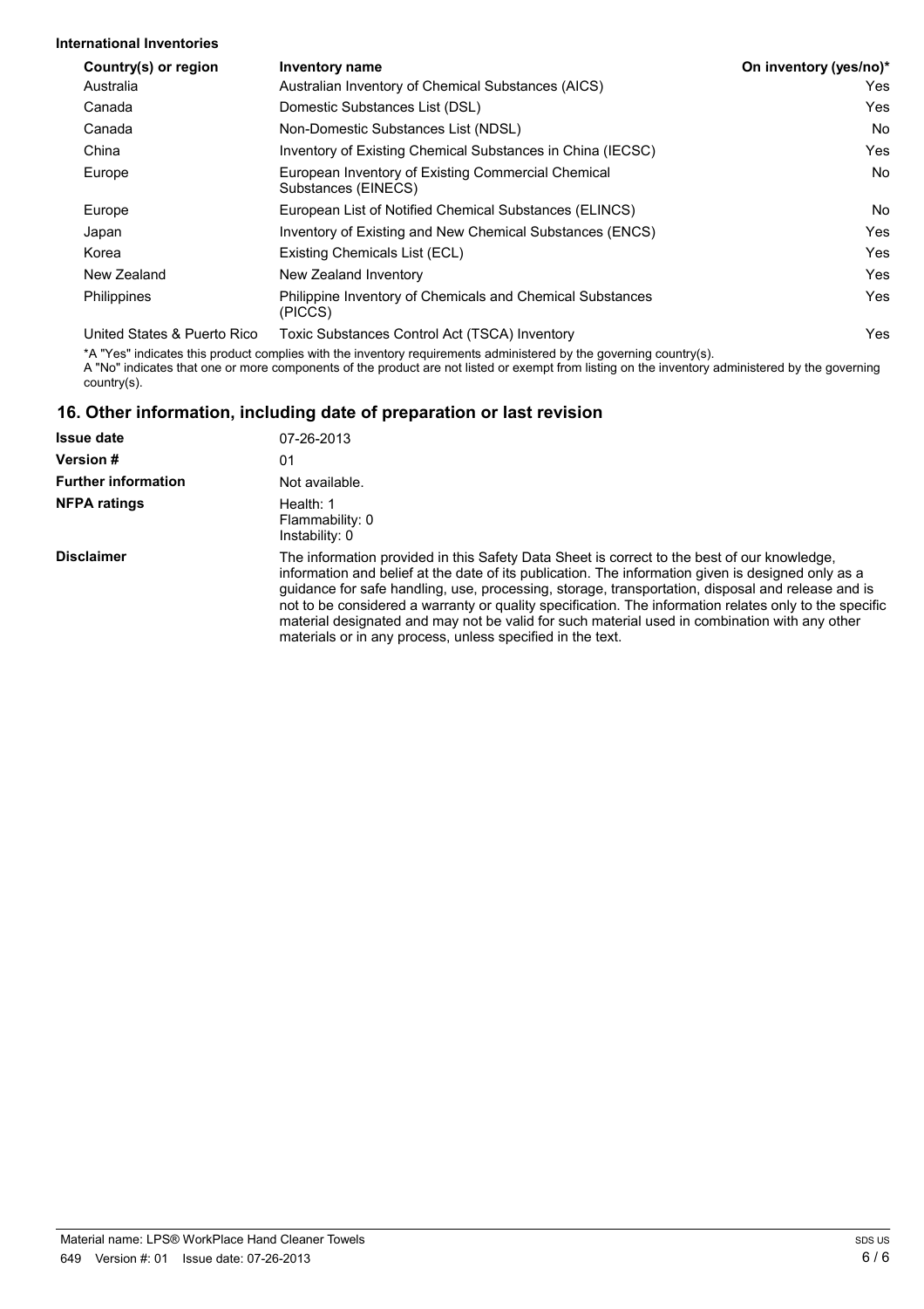**International Inventories**

| Country(s) or region | Inventory name | On inventory (yes/no)* |
|---|---|---|
| Australia | Australian Inventory of Chemical Substances (AICS) | Yes |
| Canada | Domestic Substances List (DSL) | Yes |
| Canada | Non-Domestic Substances List (NDSL) | No |
| China | Inventory of Existing Chemical Substances in China (IECSC) | Yes |
| Europe | European Inventory of Existing Commercial Chemical Substances (EINECS) | No |
| Europe | European List of Notified Chemical Substances (ELINCS) | No |
| Japan | Inventory of Existing and New Chemical Substances (ENCS) | Yes |
| Korea | Existing Chemicals List (ECL) | Yes |
| New Zealand | New Zealand Inventory | Yes |
| Philippines | Philippine Inventory of Chemicals and Chemical Substances (PICCS) | Yes |
| United States & Puerto Rico | Toxic Substances Control Act (TSCA) Inventory | Yes |

*A "Yes" indicates this product complies with the inventory requirements administered by the governing country(s).
A "No" indicates that one or more components of the product are not listed or exempt from listing on the inventory administered by the governing country(s).

## 16. Other information, including date of preparation or last revision

**Issue date** 07-26-2013

**Version #** 01

**Further information** Not available.

**NFPA ratings**
Health: 1
Flammability: 0
Instability: 0

**Disclaimer** The information provided in this Safety Data Sheet is correct to the best of our knowledge, information and belief at the date of its publication. The information given is designed only as a guidance for safe handling, use, processing, storage, transportation, disposal and release and is not to be considered a warranty or quality specification. The information relates only to the specific material designated and may not be valid for such material used in combination with any other materials or in any process, unless specified in the text.